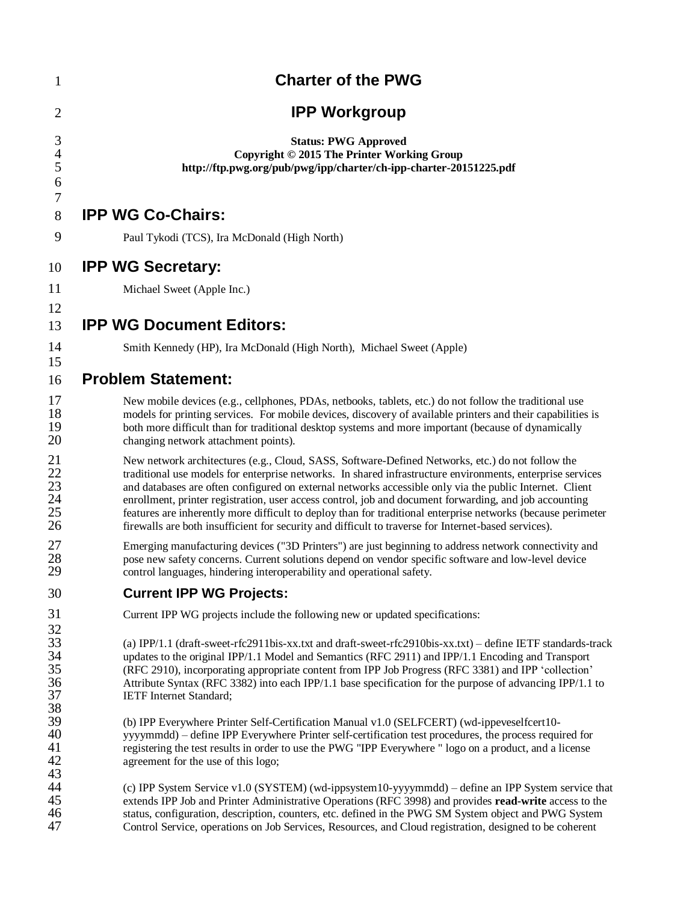# Charter of the PWG

# IPP Workgroup

**Status: PWG Approved**
**Copyright © 2015 The Printer Working Group**
**http://ftp.pwg.org/pub/pwg/ipp/charter/ch-ipp-charter-20151225.pdf**

## IPP WG Co-Chairs:

Paul Tykodi (TCS), Ira McDonald (High North)

## IPP WG Secretary:

Michael Sweet (Apple Inc.)

## IPP WG Document Editors:

Smith Kennedy (HP), Ira McDonald (High North), Michael Sweet (Apple)

## Problem Statement:

New mobile devices (e.g., cellphones, PDAs, netbooks, tablets, etc.) do not follow the traditional use models for printing services. For mobile devices, discovery of available printers and their capabilities is both more difficult than for traditional desktop systems and more important (because of dynamically changing network attachment points).

New network architectures (e.g., Cloud, SASS, Software-Defined Networks, etc.) do not follow the traditional use models for enterprise networks. In shared infrastructure environments, enterprise services and databases are often configured on external networks accessible only via the public Internet. Client enrollment, printer registration, user access control, job and document forwarding, and job accounting features are inherently more difficult to deploy than for traditional enterprise networks (because perimeter firewalls are both insufficient for security and difficult to traverse for Internet-based services).

Emerging manufacturing devices ("3D Printers") are just beginning to address network connectivity and pose new safety concerns. Current solutions depend on vendor specific software and low-level device control languages, hindering interoperability and operational safety.

### Current IPP WG Projects:

Current IPP WG projects include the following new or updated specifications:

(a) IPP/1.1 (draft-sweet-rfc2911bis-xx.txt and draft-sweet-rfc2910bis-xx.txt) – define IETF standards-track updates to the original IPP/1.1 Model and Semantics (RFC 2911) and IPP/1.1 Encoding and Transport (RFC 2910), incorporating appropriate content from IPP Job Progress (RFC 3381) and IPP 'collection' Attribute Syntax (RFC 3382) into each IPP/1.1 base specification for the purpose of advancing IPP/1.1 to IETF Internet Standard;

(b) IPP Everywhere Printer Self-Certification Manual v1.0 (SELFCERT) (wd-ippeveselfcert10-yyyymmdd) – define IPP Everywhere Printer self-certification test procedures, the process required for registering the test results in order to use the PWG "IPP Everywhere " logo on a product, and a license agreement for the use of this logo;

(c) IPP System Service v1.0 (SYSTEM) (wd-ippsystem10-yyyymmdd) – define an IPP System service that extends IPP Job and Printer Administrative Operations (RFC 3998) and provides **read-write** access to the status, configuration, description, counters, etc. defined in the PWG SM System object and PWG System Control Service, operations on Job Services, Resources, and Cloud registration, designed to be coherent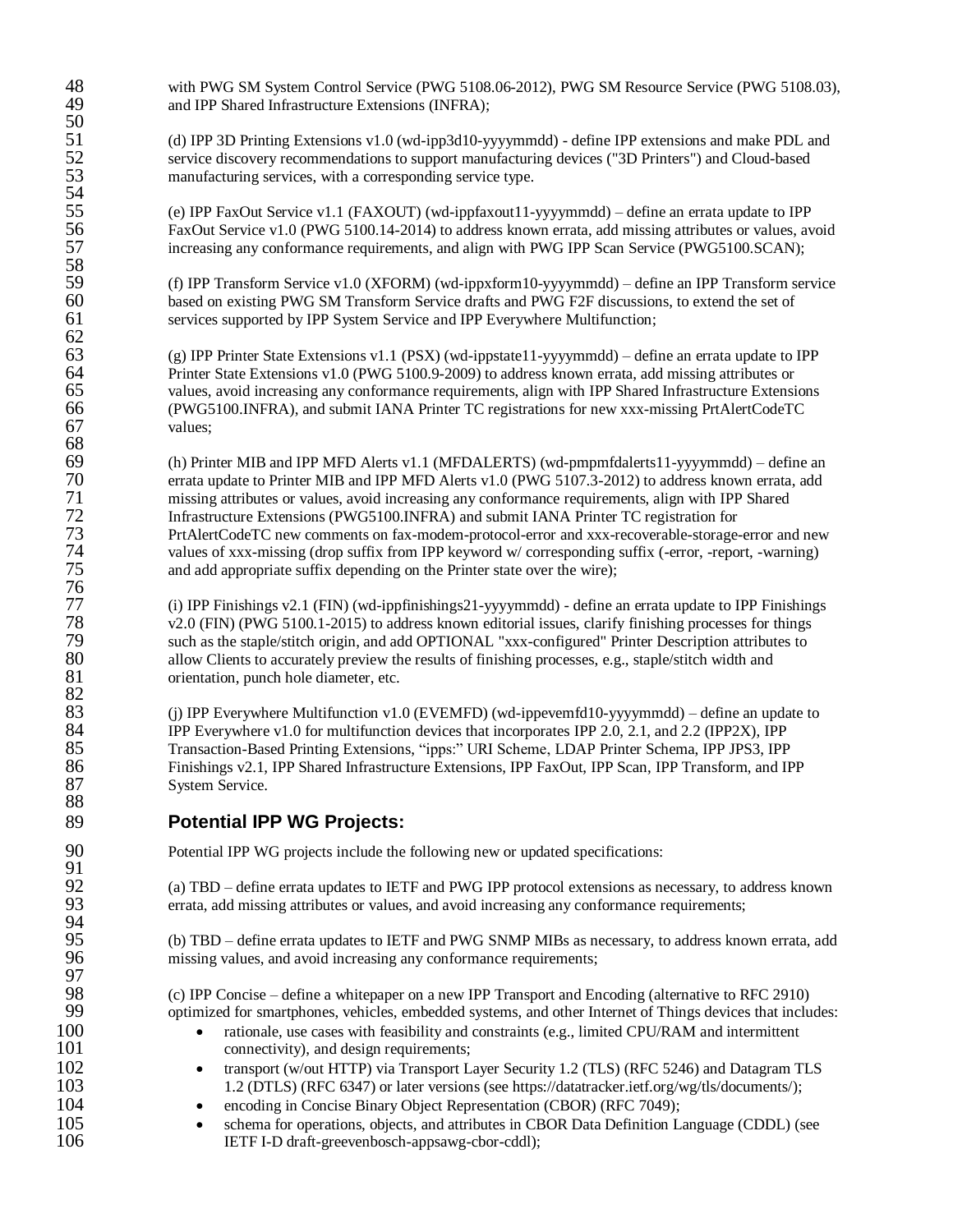with PWG SM System Control Service (PWG 5108.06-2012), PWG SM Resource Service (PWG 5108.03), and IPP Shared Infrastructure Extensions (INFRA);

(d) IPP 3D Printing Extensions v1.0 (wd-ipp3d10-yyyymmdd) - define IPP extensions and make PDL and service discovery recommendations to support manufacturing devices ("3D Printers") and Cloud-based manufacturing services, with a corresponding service type.

(e) IPP FaxOut Service v1.1 (FAXOUT) (wd-ippfaxout11-yyyymmdd) – define an errata update to IPP FaxOut Service v1.0 (PWG 5100.14-2014) to address known errata, add missing attributes or values, avoid increasing any conformance requirements, and align with PWG IPP Scan Service (PWG5100.SCAN);

(f) IPP Transform Service v1.0 (XFORM) (wd-ippxform10-yyyymmdd) – define an IPP Transform service based on existing PWG SM Transform Service drafts and PWG F2F discussions, to extend the set of services supported by IPP System Service and IPP Everywhere Multifunction;

(g) IPP Printer State Extensions v1.1 (PSX) (wd-ippstate11-yyyymmdd) – define an errata update to IPP Printer State Extensions v1.0 (PWG 5100.9-2009) to address known errata, add missing attributes or values, avoid increasing any conformance requirements, align with IPP Shared Infrastructure Extensions (PWG5100.INFRA), and submit IANA Printer TC registrations for new xxx-missing PrtAlertCodeTC values;

(h) Printer MIB and IPP MFD Alerts v1.1 (MFDALERTS) (wd-pmpmfdalerts11-yyyymmdd) – define an errata update to Printer MIB and IPP MFD Alerts v1.0 (PWG 5107.3-2012) to address known errata, add missing attributes or values, avoid increasing any conformance requirements, align with IPP Shared Infrastructure Extensions (PWG5100.INFRA) and submit IANA Printer TC registration for PrtAlertCodeTC new comments on fax-modem-protocol-error and xxx-recoverable-storage-error and new values of xxx-missing (drop suffix from IPP keyword w/ corresponding suffix (-error, -report, -warning) and add appropriate suffix depending on the Printer state over the wire);

(i) IPP Finishings v2.1 (FIN) (wd-ippfinishings21-yyyymmdd) - define an errata update to IPP Finishings v2.0 (FIN) (PWG 5100.1-2015) to address known editorial issues, clarify finishing processes for things such as the staple/stitch origin, and add OPTIONAL "xxx-configured" Printer Description attributes to allow Clients to accurately preview the results of finishing processes, e.g., staple/stitch width and orientation, punch hole diameter, etc.

(j) IPP Everywhere Multifunction v1.0 (EVEMFD) (wd-ippevemfd10-yyyymmdd) – define an update to IPP Everywhere v1.0 for multifunction devices that incorporates IPP 2.0, 2.1, and 2.2 (IPP2X), IPP Transaction-Based Printing Extensions, "ipps:" URI Scheme, LDAP Printer Schema, IPP JPS3, IPP Finishings v2.1, IPP Shared Infrastructure Extensions, IPP FaxOut, IPP Scan, IPP Transform, and IPP System Service.

## Potential IPP WG Projects:

Potential IPP WG projects include the following new or updated specifications:

(a) TBD – define errata updates to IETF and PWG IPP protocol extensions as necessary, to address known errata, add missing attributes or values, and avoid increasing any conformance requirements;

(b) TBD – define errata updates to IETF and PWG SNMP MIBs as necessary, to address known errata, add missing values, and avoid increasing any conformance requirements;

(c) IPP Concise – define a whitepaper on a new IPP Transport and Encoding (alternative to RFC 2910) optimized for smartphones, vehicles, embedded systems, and other Internet of Things devices that includes:

- rationale, use cases with feasibility and constraints (e.g., limited CPU/RAM and intermittent connectivity), and design requirements;
- transport (w/out HTTP) via Transport Layer Security 1.2 (TLS) (RFC 5246) and Datagram TLS 1.2 (DTLS) (RFC 6347) or later versions (see https://datatracker.ietf.org/wg/tls/documents/);
- encoding in Concise Binary Object Representation (CBOR) (RFC 7049);
- schema for operations, objects, and attributes in CBOR Data Definition Language (CDDL) (see IETF I-D draft-greevenbosch-appsawg-cbor-cddl);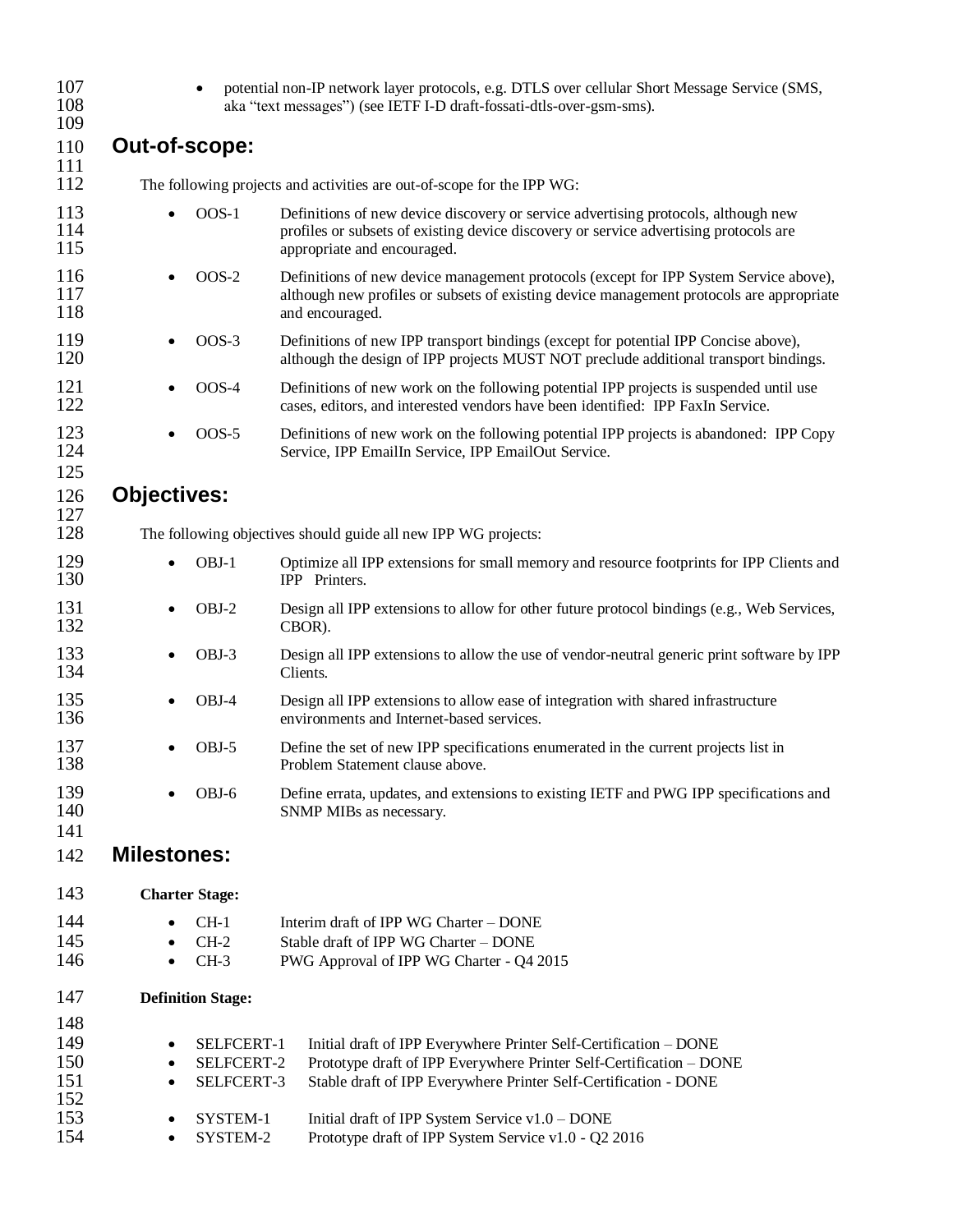- potential non-IP network layer protocols, e.g. DTLS over cellular Short Message Service (SMS, aka "text messages") (see IETF I-D draft-fossati-dtls-over-gsm-sms).

## Out-of-scope:

The following projects and activities are out-of-scope for the IPP WG:

- OOS-1 Definitions of new device discovery or service advertising protocols, although new profiles or subsets of existing device discovery or service advertising protocols are appropriate and encouraged.
- OOS-2 Definitions of new device management protocols (except for IPP System Service above), although new profiles or subsets of existing device management protocols are appropriate and encouraged.
- OOS-3 Definitions of new IPP transport bindings (except for potential IPP Concise above), although the design of IPP projects MUST NOT preclude additional transport bindings.
- OOS-4 Definitions of new work on the following potential IPP projects is suspended until use cases, editors, and interested vendors have been identified: IPP FaxIn Service.
- OOS-5 Definitions of new work on the following potential IPP projects is abandoned: IPP Copy Service, IPP EmailIn Service, IPP EmailOut Service.

## Objectives:

The following objectives should guide all new IPP WG projects:

- OBJ-1 Optimize all IPP extensions for small memory and resource footprints for IPP Clients and IPP Printers.
- OBJ-2 Design all IPP extensions to allow for other future protocol bindings (e.g., Web Services, CBOR).
- OBJ-3 Design all IPP extensions to allow the use of vendor-neutral generic print software by IPP Clients.
- OBJ-4 Design all IPP extensions to allow ease of integration with shared infrastructure environments and Internet-based services.
- OBJ-5 Define the set of new IPP specifications enumerated in the current projects list in Problem Statement clause above.
- OBJ-6 Define errata, updates, and extensions to existing IETF and PWG IPP specifications and SNMP MIBs as necessary.

## Milestones:

**Charter Stage:**

- CH-1 Interim draft of IPP WG Charter – DONE
- CH-2 Stable draft of IPP WG Charter – DONE
- CH-3 PWG Approval of IPP WG Charter - Q4 2015

**Definition Stage:**

- SELFCERT-1 Initial draft of IPP Everywhere Printer Self-Certification – DONE
- SELFCERT-2 Prototype draft of IPP Everywhere Printer Self-Certification – DONE
- SELFCERT-3 Stable draft of IPP Everywhere Printer Self-Certification - DONE

- SYSTEM-1 Initial draft of IPP System Service v1.0 – DONE
- SYSTEM-2 Prototype draft of IPP System Service v1.0 - Q2 2016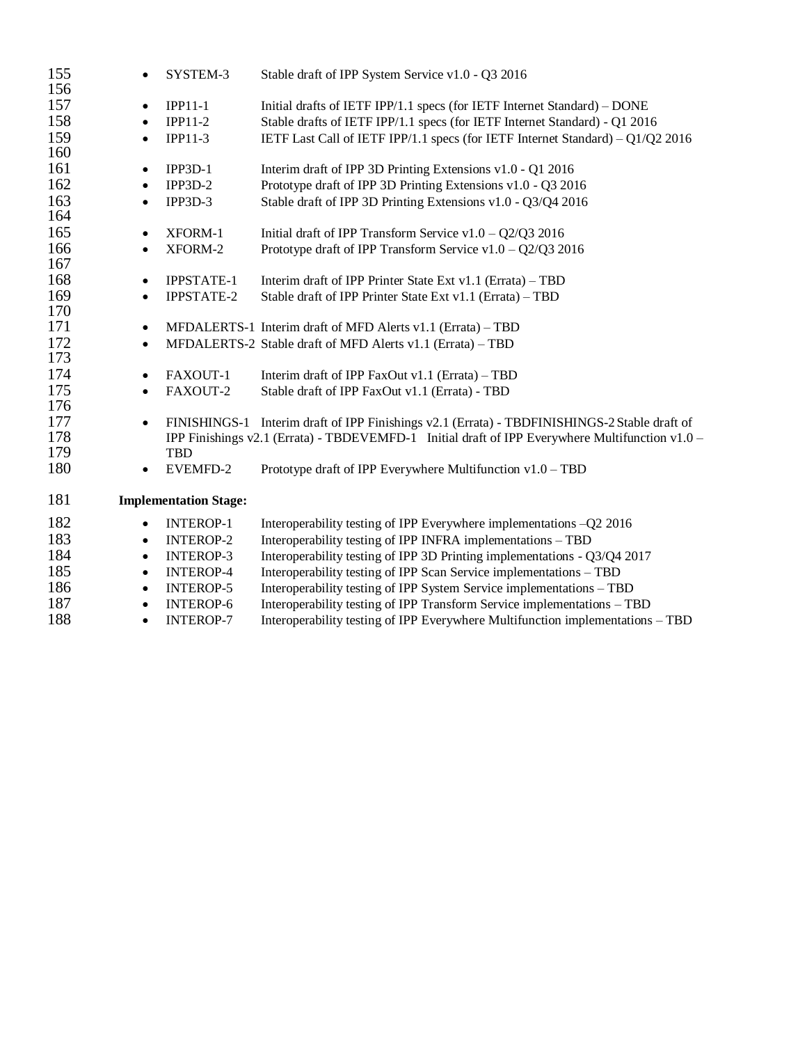- SYSTEM-3 Stable draft of IPP System Service v1.0 - Q3 2016

- IPP11-1 Initial drafts of IETF IPP/1.1 specs (for IETF Internet Standard) – DONE
- IPP11-2 Stable drafts of IETF IPP/1.1 specs (for IETF Internet Standard) - Q1 2016
- IPP11-3 IETF Last Call of IETF IPP/1.1 specs (for IETF Internet Standard) – Q1/Q2 2016

- IPP3D-1 Interim draft of IPP 3D Printing Extensions v1.0 - Q1 2016
- IPP3D-2 Prototype draft of IPP 3D Printing Extensions v1.0 - Q3 2016
- IPP3D-3 Stable draft of IPP 3D Printing Extensions v1.0 - Q3/Q4 2016

- XFORM-1 Initial draft of IPP Transform Service v1.0 – Q2/Q3 2016
- XFORM-2 Prototype draft of IPP Transform Service v1.0 – Q2/Q3 2016

- IPPSTATE-1 Interim draft of IPP Printer State Ext v1.1 (Errata) – TBD
- IPPSTATE-2 Stable draft of IPP Printer State Ext v1.1 (Errata) – TBD

- MFDALERTS-1 Interim draft of MFD Alerts v1.1 (Errata) – TBD
- MFDALERTS-2 Stable draft of MFD Alerts v1.1 (Errata) – TBD

- FAXOUT-1 Interim draft of IPP FaxOut v1.1 (Errata) – TBD
- FAXOUT-2 Stable draft of IPP FaxOut v1.1 (Errata) - TBD

- FINISHINGS-1 Interim draft of IPP Finishings v2.1 (Errata) - TBDFINISHINGS-2 Stable draft of IPP Finishings v2.1 (Errata) - TBDEVEMFD-1 Initial draft of IPP Everywhere Multifunction v1.0 – TBD
- EVEMFD-2 Prototype draft of IPP Everywhere Multifunction v1.0 – TBD

**Implementation Stage:**

- INTEROP-1 Interoperability testing of IPP Everywhere implementations –Q2 2016
- INTEROP-2 Interoperability testing of IPP INFRA implementations – TBD
- INTEROP-3 Interoperability testing of IPP 3D Printing implementations - Q3/Q4 2017
- INTEROP-4 Interoperability testing of IPP Scan Service implementations – TBD
- INTEROP-5 Interoperability testing of IPP System Service implementations – TBD
- INTEROP-6 Interoperability testing of IPP Transform Service implementations – TBD
- INTEROP-7 Interoperability testing of IPP Everywhere Multifunction implementations – TBD